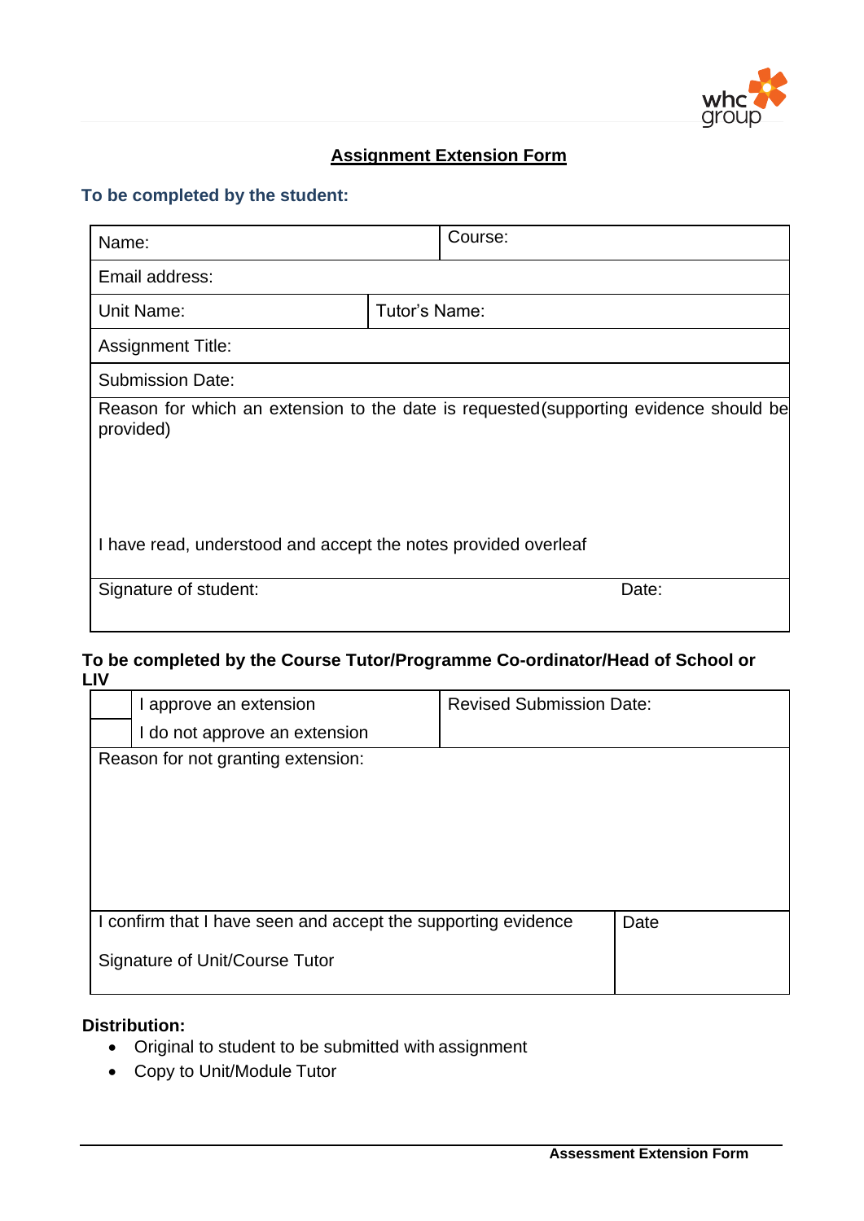# Assignment Extension Form

### To be completed by the student:

| Name: | Course: |
|---|---|
| Email address: | |
| Unit Name: | Tutor's Name: |
| Assignment Title: | |
| Submission Date: | |
| Reason for which an extension to the date is requested (supporting evidence should be provided)<br><br><br><br>I have read, understood and accept the notes provided overleaf | |
| Signature of student: | Date: |

### To be completed by the Course Tutor/Programme Co-ordinator/Head of School or LIV

| | | |
|---|---|---|
| | I approve an extension | Revised Submission Date: |
| | I do not approve an extension | |
| Reason for not granting extension: | | |
| I confirm that I have seen and accept the supporting evidence<br><br>Signature of Unit/Course Tutor | | Date |

**Distribution:**

- Original to student to be submitted with assignment
- Copy to Unit/Module Tutor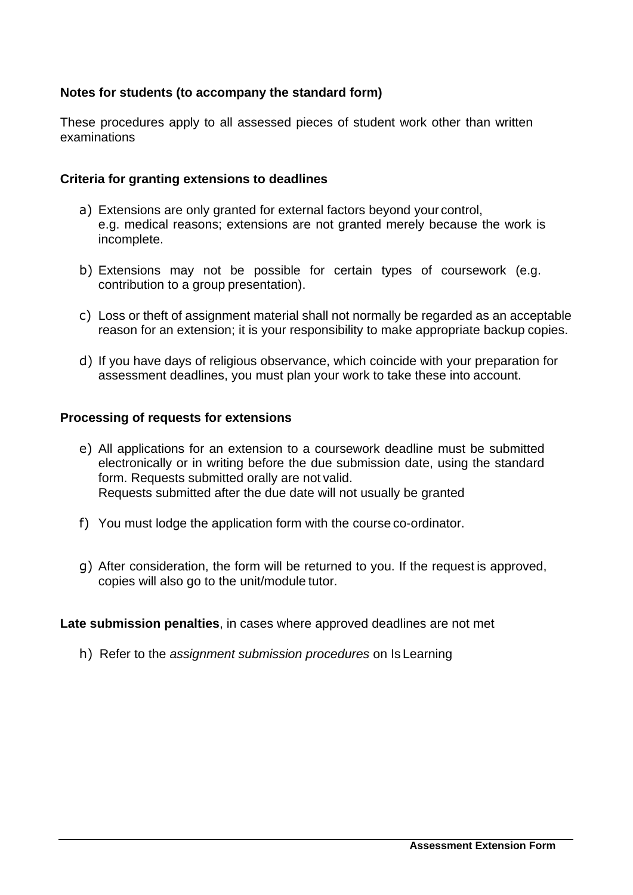**Notes for students (to accompany the standard form)**

These procedures apply to all assessed pieces of student work other than written examinations

**Criteria for granting extensions to deadlines**

a) Extensions are only granted for external factors beyond your control, e.g. medical reasons; extensions are not granted merely because the work is incomplete.

b) Extensions may not be possible for certain types of coursework (e.g. contribution to a group presentation).

c) Loss or theft of assignment material shall not normally be regarded as an acceptable reason for an extension; it is your responsibility to make appropriate backup copies.

d) If you have days of religious observance, which coincide with your preparation for assessment deadlines, you must plan your work to take these into account.

**Processing of requests for extensions**

e) All applications for an extension to a coursework deadline must be submitted electronically or in writing before the due submission date, using the standard form. Requests submitted orally are not valid.
Requests submitted after the due date will not usually be granted

f) You must lodge the application form with the course co-ordinator.

g) After consideration, the form will be returned to you. If the request is approved, copies will also go to the unit/module tutor.

**Late submission penalties**, in cases where approved deadlines are not met

h) Refer to the *assignment submission procedures* on Is Learning